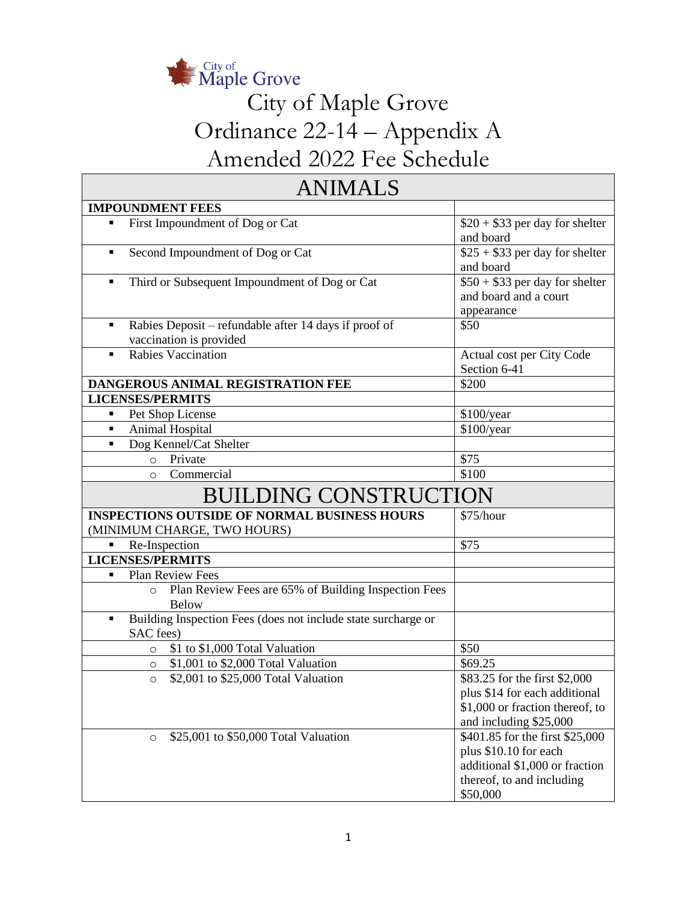City of Maple Grove

# City of Maple Grove
# Ordinance 22-14 – Appendix A
# Amended 2022 Fee Schedule

| ANIMALS | |
|---|---|
| **IMPOUNDMENT FEES** | |
| ▪ First Impoundment of Dog or Cat | $20 + $33 per day for shelter and board |
| ▪ Second Impoundment of Dog or Cat | $25 + $33 per day for shelter and board |
| ▪ Third or Subsequent Impoundment of Dog or Cat | $50 + $33 per day for shelter and board and a court appearance |
| ▪ Rabies Deposit – refundable after 14 days if proof of vaccination is provided | $50 |
| ▪ Rabies Vaccination | Actual cost per City Code Section 6-41 |
| **DANGEROUS ANIMAL REGISTRATION FEE** | $200 |
| **LICENSES/PERMITS** | |
| ▪ Pet Shop License | $100/year |
| ▪ Animal Hospital | $100/year |
| ▪ Dog Kennel/Cat Shelter | |
| ○ Private | $75 |
| ○ Commercial | $100 |

| BUILDING CONSTRUCTION | |
|---|---|
| **INSPECTIONS OUTSIDE OF NORMAL BUSINESS HOURS** (MINIMUM CHARGE, TWO HOURS) | $75/hour |
| ▪ Re-Inspection | $75 |
| **LICENSES/PERMITS** | |
| ▪ Plan Review Fees | |
| ○ Plan Review Fees are 65% of Building Inspection Fees Below | |
| ▪ Building Inspection Fees (does not include state surcharge or SAC fees) | |
| ○ $1 to $1,000 Total Valuation | $50 |
| ○ $1,001 to $2,000 Total Valuation | $69.25 |
| ○ $2,001 to $25,000 Total Valuation | $83.25 for the first $2,000 plus $14 for each additional $1,000 or fraction thereof, to and including $25,000 |
| ○ $25,001 to $50,000 Total Valuation | $401.85 for the first $25,000 plus $10.10 for each additional $1,000 or fraction thereof, to and including $50,000 |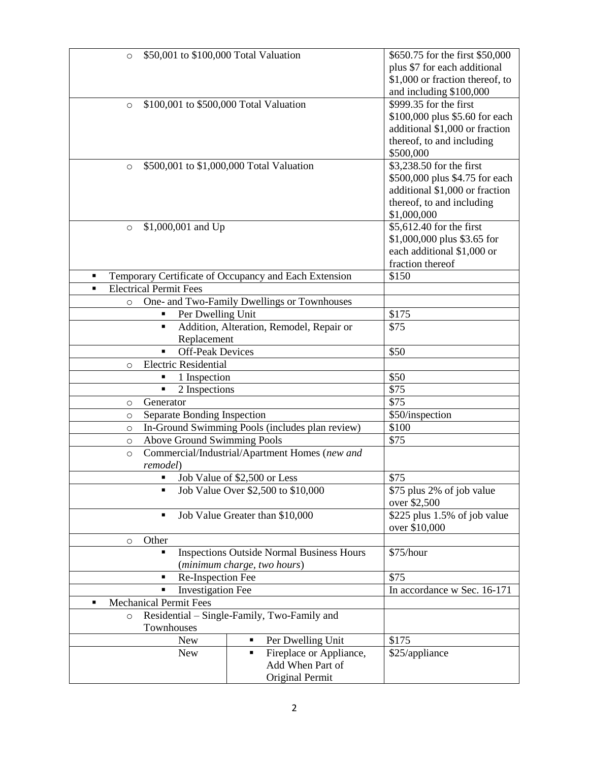| | |
|---|---|
| ○ $50,001 to $100,000 Total Valuation | $650.75 for the first $50,000 plus $7 for each additional $1,000 or fraction thereof, to and including $100,000 |
| ○ $100,001 to $500,000 Total Valuation | $999.35 for the first $100,000 plus $5.60 for each additional $1,000 or fraction thereof, to and including $500,000 |
| ○ $500,001 to $1,000,000 Total Valuation | $3,238.50 for the first $500,000 plus $4.75 for each additional $1,000 or fraction thereof, to and including $1,000,000 |
| ○ $1,000,001 and Up | $5,612.40 for the first $1,000,000 plus $3.65 for each additional $1,000 or fraction thereof |
| ▪ Temporary Certificate of Occupancy and Each Extension | $150 |
| ▪ Electrical Permit Fees | |
| ○ One- and Two-Family Dwellings or Townhouses | |
| ▪ Per Dwelling Unit | $175 |
| ▪ Addition, Alteration, Remodel, Repair or Replacement | $75 |
| ▪ Off-Peak Devices | $50 |
| ○ Electric Residential | |
| ▪ 1 Inspection | $50 |
| ▪ 2 Inspections | $75 |
| ○ Generator | $75 |
| ○ Separate Bonding Inspection | $50/inspection |
| ○ In-Ground Swimming Pools (includes plan review) | $100 |
| ○ Above Ground Swimming Pools | $75 |
| ○ Commercial/Industrial/Apartment Homes (*new and remodel*) | |
| ▪ Job Value of $2,500 or Less | $75 |
| ▪ Job Value Over $2,500 to $10,000 | $75 plus 2% of job value over $2,500 |
| ▪ Job Value Greater than $10,000 | $225 plus 1.5% of job value over $10,000 |
| ○ Other | |
| ▪ Inspections Outside Normal Business Hours (*minimum charge, two hours*) | $75/hour |
| ▪ Re-Inspection Fee | $75 |
| ▪ Investigation Fee | In accordance w Sec. 16-171 |
| ▪ Mechanical Permit Fees | |
| ○ Residential – Single-Family, Two-Family and Townhouses | |
| New ▪ Per Dwelling Unit | $175 |
| New ▪ Fireplace or Appliance, Add When Part of Original Permit | $25/appliance |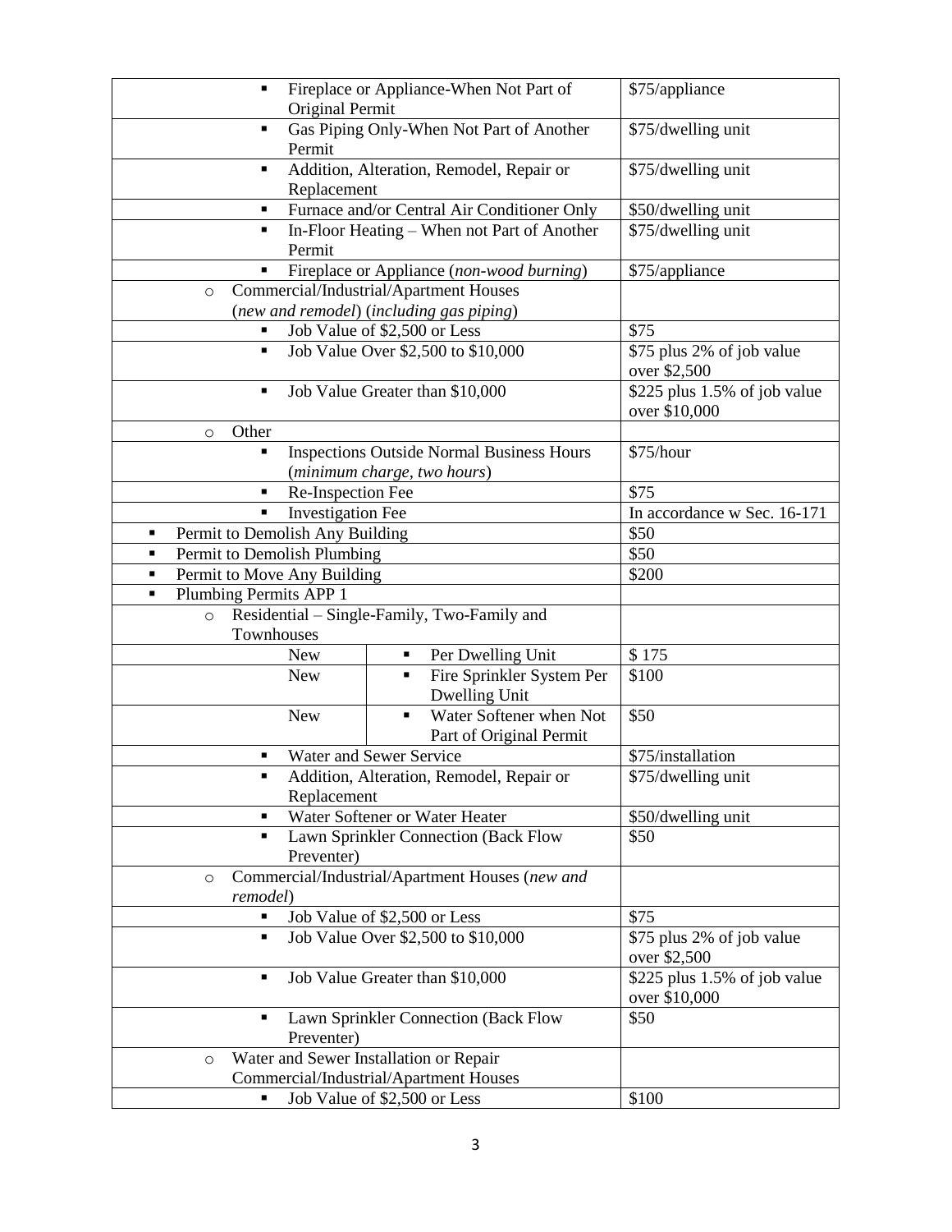| Description | Fee |
|---|---|
| ▪ Fireplace or Appliance-When Not Part of Original Permit | $75/appliance |
| ▪ Gas Piping Only-When Not Part of Another Permit | $75/dwelling unit |
| ▪ Addition, Alteration, Remodel, Repair or Replacement | $75/dwelling unit |
| ▪ Furnace and/or Central Air Conditioner Only | $50/dwelling unit |
| ▪ In-Floor Heating – When not Part of Another Permit | $75/dwelling unit |
| ▪ Fireplace or Appliance (*non-wood burning*) | $75/appliance |
| o Commercial/Industrial/Apartment Houses (*new and remodel*) (*including gas piping*) | |
| ▪ Job Value of $2,500 or Less | $75 |
| ▪ Job Value Over $2,500 to $10,000 | $75 plus 2% of job value over $2,500 |
| ▪ Job Value Greater than $10,000 | $225 plus 1.5% of job value over $10,000 |
| o Other | |
| ▪ Inspections Outside Normal Business Hours (*minimum charge, two hours*) | $75/hour |
| ▪ Re-Inspection Fee | $75 |
| ▪ Investigation Fee | In accordance w Sec. 16-171 |
| ▪ Permit to Demolish Any Building | $50 |
| ▪ Permit to Demolish Plumbing | $50 |
| ▪ Permit to Move Any Building | $200 |
| ▪ Plumbing Permits APP 1 | |
| o Residential – Single-Family, Two-Family and Townhouses | |
| New — ▪ Per Dwelling Unit | $ 175 |
| New — ▪ Fire Sprinkler System Per Dwelling Unit | $100 |
| New — ▪ Water Softener when Not Part of Original Permit | $50 |
| ▪ Water and Sewer Service | $75/installation |
| ▪ Addition, Alteration, Remodel, Repair or Replacement | $75/dwelling unit |
| ▪ Water Softener or Water Heater | $50/dwelling unit |
| ▪ Lawn Sprinkler Connection (Back Flow Preventer) | $50 |
| o Commercial/Industrial/Apartment Houses (*new and remodel*) | |
| ▪ Job Value of $2,500 or Less | $75 |
| ▪ Job Value Over $2,500 to $10,000 | $75 plus 2% of job value over $2,500 |
| ▪ Job Value Greater than $10,000 | $225 plus 1.5% of job value over $10,000 |
| ▪ Lawn Sprinkler Connection (Back Flow Preventer) | $50 |
| o Water and Sewer Installation or Repair Commercial/Industrial/Apartment Houses | |
| ▪ Job Value of $2,500 or Less | $100 |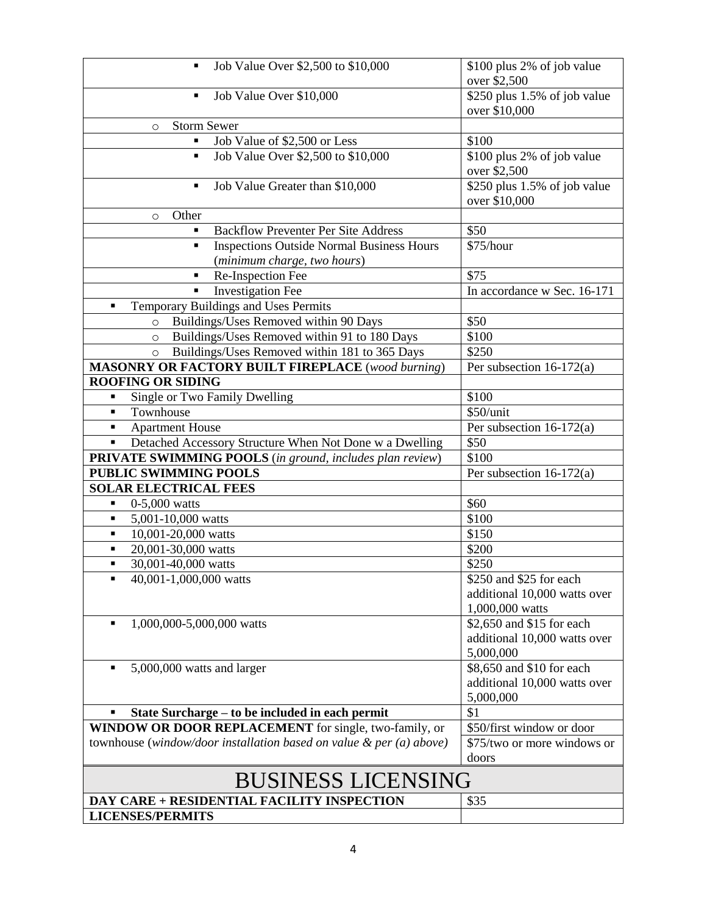| | |
|---|---|
| ▪ Job Value Over $2,500 to $10,000 | $100 plus 2% of job value over $2,500 |
| ▪ Job Value Over $10,000 | $250 plus 1.5% of job value over $10,000 |
| ○ Storm Sewer | |
| ▪ Job Value of $2,500 or Less | $100 |
| ▪ Job Value Over $2,500 to $10,000 | $100 plus 2% of job value over $2,500 |
| ▪ Job Value Greater than $10,000 | $250 plus 1.5% of job value over $10,000 |
| ○ Other | |
| ▪ Backflow Preventer Per Site Address | $50 |
| ▪ Inspections Outside Normal Business Hours (*minimum charge, two hours*) | $75/hour |
| ▪ Re-Inspection Fee | $75 |
| ▪ Investigation Fee | In accordance w Sec. 16-171 |
| ▪ Temporary Buildings and Uses Permits | |
| ○ Buildings/Uses Removed within 90 Days | $50 |
| ○ Buildings/Uses Removed within 91 to 180 Days | $100 |
| ○ Buildings/Uses Removed within 181 to 365 Days | $250 |
| **MASONRY OR FACTORY BUILT FIREPLACE** (*wood burning*) | Per subsection 16-172(a) |
| **ROOFING OR SIDING** | |
| ▪ Single or Two Family Dwelling | $100 |
| ▪ Townhouse | $50/unit |
| ▪ Apartment House | Per subsection 16-172(a) |
| ▪ Detached Accessory Structure When Not Done w a Dwelling | $50 |
| **PRIVATE SWIMMING POOLS** (*in ground, includes plan review*) | $100 |
| **PUBLIC SWIMMING POOLS** | Per subsection 16-172(a) |
| **SOLAR ELECTRICAL FEES** | |
| ▪ 0-5,000 watts | $60 |
| ▪ 5,001-10,000 watts | $100 |
| ▪ 10,001-20,000 watts | $150 |
| ▪ 20,001-30,000 watts | $200 |
| ▪ 30,001-40,000 watts | $250 |
| ▪ 40,001-1,000,000 watts | $250 and $25 for each additional 10,000 watts over 1,000,000 watts |
| ▪ 1,000,000-5,000,000 watts | $2,650 and $15 for each additional 10,000 watts over 5,000,000 |
| ▪ 5,000,000 watts and larger | $8,650 and $10 for each additional 10,000 watts over 5,000,000 |
| ▪ **State Surcharge – to be included in each permit** | $1 |
| **WINDOW OR DOOR REPLACEMENT** for single, two-family, or townhouse (*window/door installation based on value & per (a) above*) | $50/first window or door<br>$75/two or more windows or doors |

# BUSINESS LICENSING

| | |
|---|---|
| **DAY CARE + RESIDENTIAL FACILITY INSPECTION** | $35 |
| **LICENSES/PERMITS** | |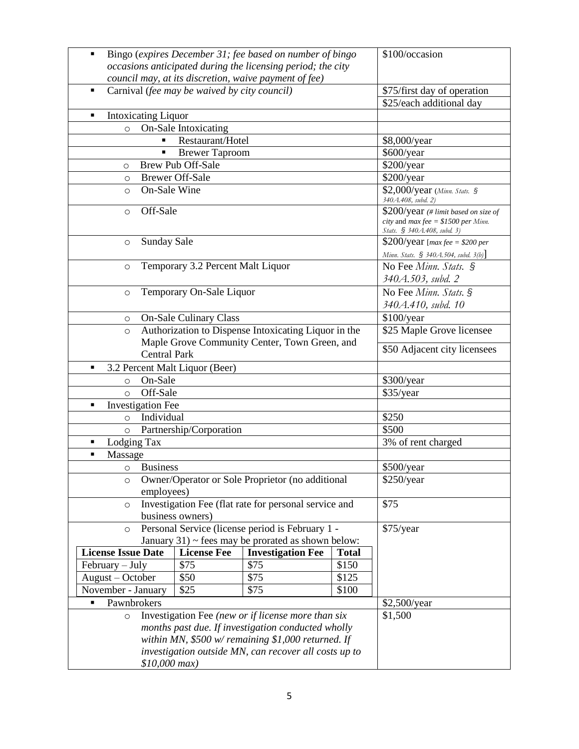| Item | Fee |
| --- | --- |
| ▪ Bingo (*expires December 31; fee based on number of bingo occasions anticipated during the licensing period; the city council may, at its discretion, waive payment of fee*) | $100/occasion |
| ▪ Carnival (*fee may be waived by city council*) | $75/first day of operation<br>$25/each additional day |
| ▪ Intoxicating Liquor | |
| ○ On-Sale Intoxicating | |
| ▪ Restaurant/Hotel | $8,000/year |
| ▪ Brewer Taproom | $600/year |
| ○ Brew Pub Off-Sale | $200/year |
| ○ Brewer Off-Sale | $200/year |
| ○ On-Sale Wine | $2,000/year (*Minn. Stats. § 340A.408, subd. 2)* |
| ○ Off-Sale | $200/year *(# limit based on size of city* and *max fee = $1500 per Minn. Stats. § 340A.408, subd. 3)* |
| ○ Sunday Sale | $200/year [*max fee = $200 per Minn. Stats. § 340A.504, subd. 3(b)*] |
| ○ Temporary 3.2 Percent Malt Liquor | No Fee *Minn. Stats. § 340A.503, subd. 2* |
| ○ Temporary On-Sale Liquor | No Fee *Minn. Stats. § 340A.410, subd. 10* |
| ○ On-Sale Culinary Class | $100/year |
| ○ Authorization to Dispense Intoxicating Liquor in the Maple Grove Community Center, Town Green, and Central Park | $25 Maple Grove licensee<br>$50 Adjacent city licensees |
| ▪ 3.2 Percent Malt Liquor (Beer) | |
| ○ On-Sale | $300/year |
| ○ Off-Sale | $35/year |
| ▪ Investigation Fee | |
| ○ Individual | $250 |
| ○ Partnership/Corporation | $500 |
| ▪ Lodging Tax | 3% of rent charged |
| ▪ Massage | |
| ○ Business | $500/year |
| ○ Owner/Operator or Sole Proprietor (no additional employees) | $250/year |
| ○ Investigation Fee (flat rate for personal service and business owners) | $75 |
| ○ Personal Service (license period is February 1 - January 31) ~ fees may be prorated as shown below: | $75/year |

| License Issue Date | License Fee | Investigation Fee | Total |
| --- | --- | --- | --- |
| February – July | $75 | $75 | $150 |
| August – October | $50 | $75 | $125 |
| November - January | $25 | $75 | $100 |

| Item | Fee |
| --- | --- |
| ▪ Pawnbrokers | $2,500/year |
| ○ Investigation Fee *(new or if license more than six months past due. If investigation conducted wholly within MN, $500 w/ remaining $1,000 returned. If investigation outside MN, can recover all costs up to $10,000 max)* | $1,500 |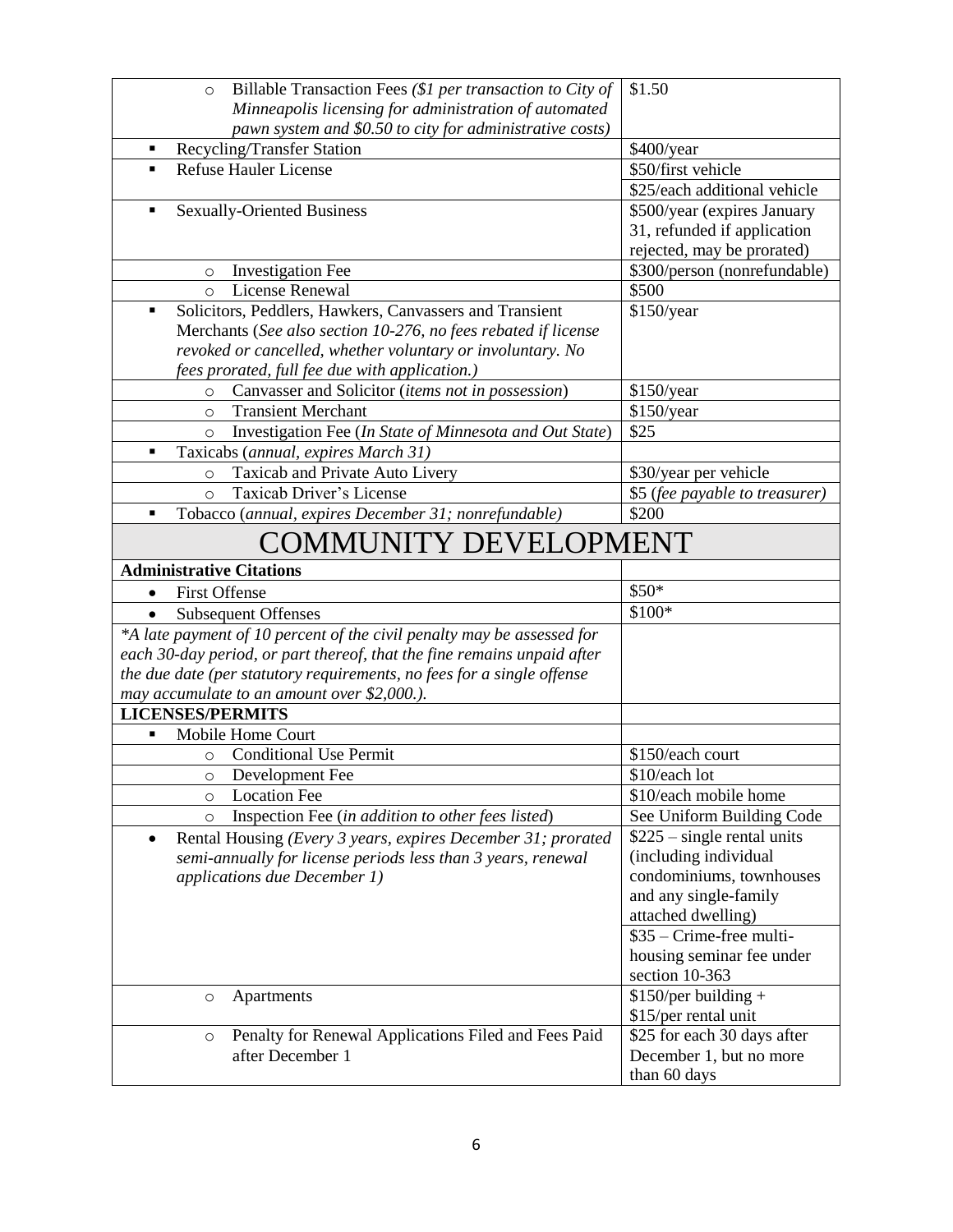| | |
|---|---|
| ○ Billable Transaction Fees *($1 per transaction to City of Minneapolis licensing for administration of automated pawn system and $0.50 to city for administrative costs)* | $1.50 |
| ▪ Recycling/Transfer Station | $400/year |
| ▪ Refuse Hauler License | $50/first vehicle |
| | $25/each additional vehicle |
| ▪ Sexually-Oriented Business | $500/year (expires January 31, refunded if application rejected, may be prorated) |
| ○ Investigation Fee | $300/person (nonrefundable) |
| ○ License Renewal | $500 |
| ▪ Solicitors, Peddlers, Hawkers, Canvassers and Transient Merchants (*See also section 10-276, no fees rebated if license revoked or cancelled, whether voluntary or involuntary. No fees prorated, full fee due with application.*) | $150/year |
| ○ Canvasser and Solicitor (*items not in possession*) | $150/year |
| ○ Transient Merchant | $150/year |
| ○ Investigation Fee (*In State of Minnesota and Out State*) | $25 |
| ▪ Taxicabs (*annual, expires March 31*) | |
| ○ Taxicab and Private Auto Livery | $30/year per vehicle |
| ○ Taxicab Driver's License | $5 (*fee payable to treasurer*) |
| ▪ Tobacco (*annual, expires December 31; nonrefundable*) | $200 |

# COMMUNITY DEVELOPMENT

| | |
|---|---|
| **Administrative Citations** | |
| • First Offense | $50* |
| • Subsequent Offenses | $100* |
| *\*A late payment of 10 percent of the civil penalty may be assessed for each 30-day period, or part thereof, that the fine remains unpaid after the due date (per statutory requirements, no fees for a single offense may accumulate to an amount over $2,000.).* | |
| **LICENSES/PERMITS** | |
| ▪ Mobile Home Court | |
| ○ Conditional Use Permit | $150/each court |
| ○ Development Fee | $10/each lot |
| ○ Location Fee | $10/each mobile home |
| ○ Inspection Fee (*in addition to other fees listed*) | See Uniform Building Code |
| • Rental Housing *(Every 3 years, expires December 31; prorated semi-annually for license periods less than 3 years, renewal applications due December 1)* | $225 – single rental units (including individual condominiums, townhouses and any single-family attached dwelling) |
| | $35 – Crime-free multi-housing seminar fee under section 10-363 |
| ○ Apartments | $150/per building + $15/per rental unit |
| ○ Penalty for Renewal Applications Filed and Fees Paid after December 1 | $25 for each 30 days after December 1, but no more than 60 days |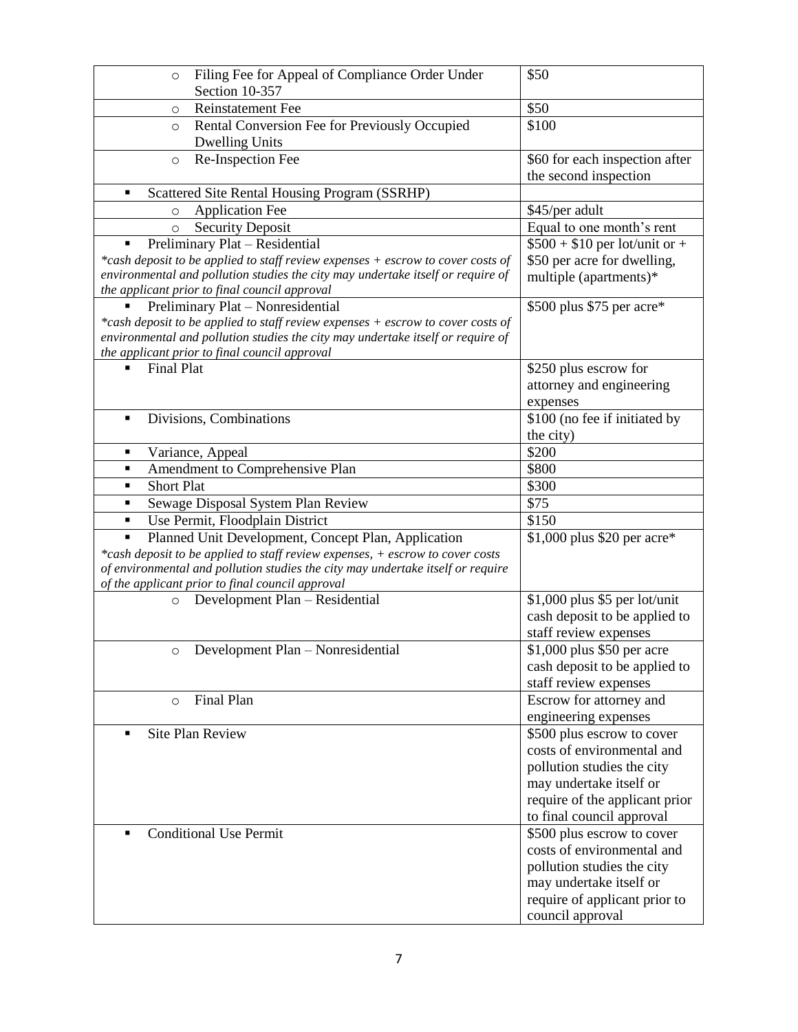| | |
|---|---|
| ○ Filing Fee for Appeal of Compliance Order Under Section 10-357 | $50 |
| ○ Reinstatement Fee | $50 |
| ○ Rental Conversion Fee for Previously Occupied Dwelling Units | $100 |
| ○ Re-Inspection Fee | $60 for each inspection after the second inspection |
| ▪ Scattered Site Rental Housing Program (SSRHP) | |
| ○ Application Fee | $45/per adult |
| ○ Security Deposit | Equal to one month's rent |
| ▪ Preliminary Plat – Residential<br>*\*cash deposit to be applied to staff review expenses + escrow to cover costs of environmental and pollution studies the city may undertake itself or require of the applicant prior to final council approval* | $500 + $10 per lot/unit or + $50 per acre for dwelling, multiple (apartments)* |
| ▪ Preliminary Plat – Nonresidential<br>*\*cash deposit to be applied to staff review expenses + escrow to cover costs of environmental and pollution studies the city may undertake itself or require of the applicant prior to final council approval* | $500 plus $75 per acre* |
| ▪ Final Plat | $250 plus escrow for attorney and engineering expenses |
| ▪ Divisions, Combinations | $100 (no fee if initiated by the city) |
| ▪ Variance, Appeal | $200 |
| ▪ Amendment to Comprehensive Plan | $800 |
| ▪ Short Plat | $300 |
| ▪ Sewage Disposal System Plan Review | $75 |
| ▪ Use Permit, Floodplain District | $150 |
| ▪ Planned Unit Development, Concept Plan, Application<br>*\*cash deposit to be applied to staff review expenses, + escrow to cover costs of environmental and pollution studies the city may undertake itself or require of the applicant prior to final council approval* | $1,000 plus $20 per acre* |
| ○ Development Plan – Residential | $1,000 plus $5 per lot/unit cash deposit to be applied to staff review expenses |
| ○ Development Plan – Nonresidential | $1,000 plus $50 per acre cash deposit to be applied to staff review expenses |
| ○ Final Plan | Escrow for attorney and engineering expenses |
| ▪ Site Plan Review | $500 plus escrow to cover costs of environmental and pollution studies the city may undertake itself or require of the applicant prior to final council approval |
| ▪ Conditional Use Permit | $500 plus escrow to cover costs of environmental and pollution studies the city may undertake itself or require of applicant prior to council approval |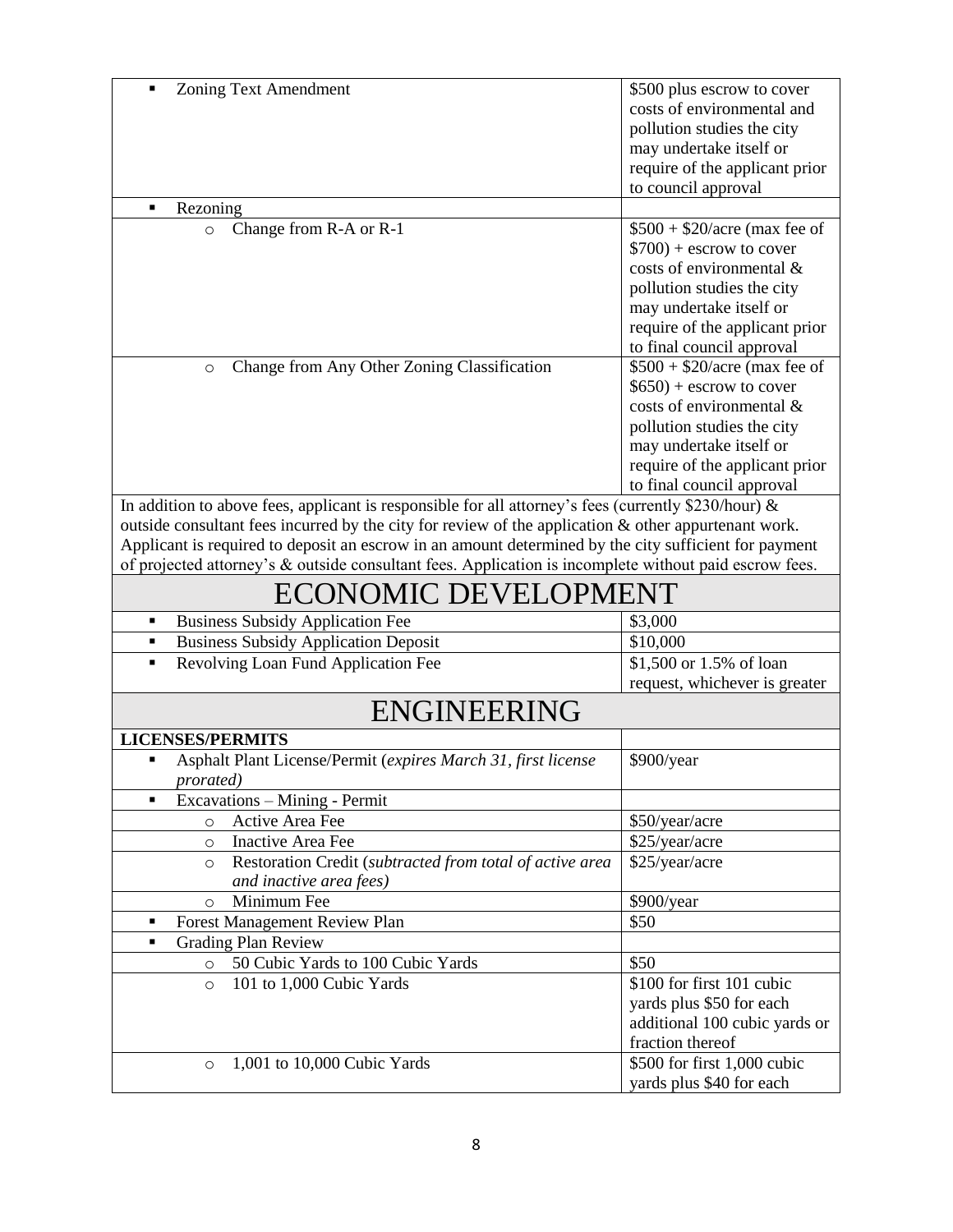| | |
|---|---|
| ▪ Zoning Text Amendment | \$500 plus escrow to cover costs of environmental and pollution studies the city may undertake itself or require of the applicant prior to council approval |
| ▪ Rezoning | |
| ◦ Change from R-A or R-1 | \$500 + \$20/acre (max fee of \$700) + escrow to cover costs of environmental & pollution studies the city may undertake itself or require of the applicant prior to final council approval |
| ◦ Change from Any Other Zoning Classification | \$500 + \$20/acre (max fee of \$650) + escrow to cover costs of environmental & pollution studies the city may undertake itself or require of the applicant prior to final council approval |

In addition to above fees, applicant is responsible for all attorney's fees (currently \$230/hour) & outside consultant fees incurred by the city for review of the application & other appurtenant work. Applicant is required to deposit an escrow in an amount determined by the city sufficient for payment of projected attorney's & outside consultant fees. Application is incomplete without paid escrow fees.

# ECONOMIC DEVELOPMENT

| | |
|---|---|
| ▪ Business Subsidy Application Fee | \$3,000 |
| ▪ Business Subsidy Application Deposit | \$10,000 |
| ▪ Revolving Loan Fund Application Fee | \$1,500 or 1.5% of loan request, whichever is greater |

# ENGINEERING

| **LICENSES/PERMITS** | |
|---|---|
| ▪ Asphalt Plant License/Permit (*expires March 31, first license prorated)* | \$900/year |
| ▪ Excavations – Mining - Permit | |
| ◦ Active Area Fee | \$50/year/acre |
| ◦ Inactive Area Fee | \$25/year/acre |
| ◦ Restoration Credit (*subtracted from total of active area and inactive area fees)* | \$25/year/acre |
| ◦ Minimum Fee | \$900/year |
| ▪ Forest Management Review Plan | \$50 |
| ▪ Grading Plan Review | |
| ◦ 50 Cubic Yards to 100 Cubic Yards | \$50 |
| ◦ 101 to 1,000 Cubic Yards | \$100 for first 101 cubic yards plus \$50 for each additional 100 cubic yards or fraction thereof |
| ◦ 1,001 to 10,000 Cubic Yards | \$500 for first 1,000 cubic yards plus \$40 for each |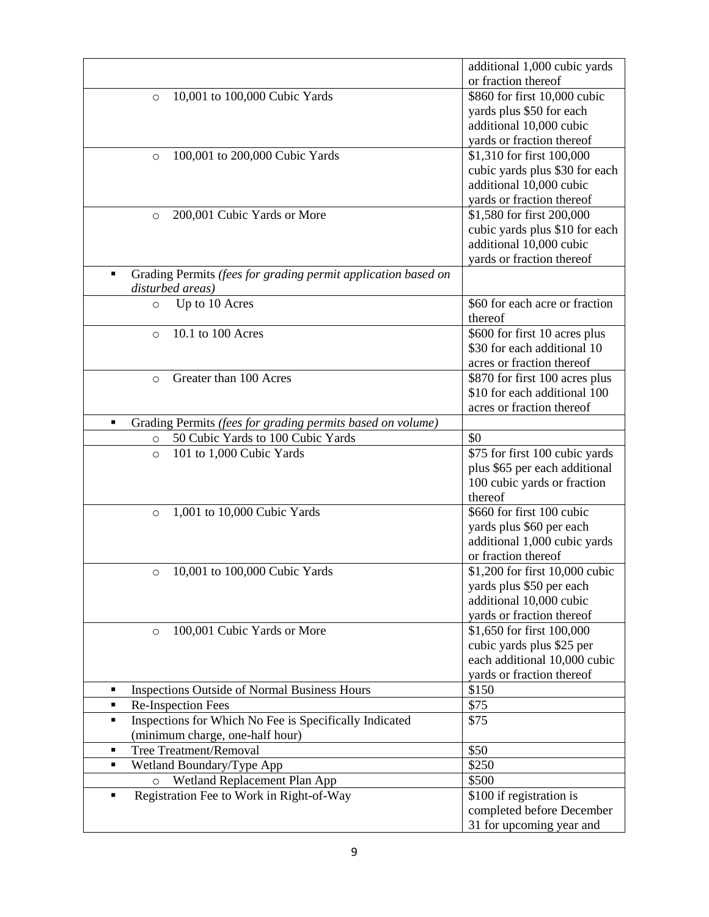| | |
|---|---|
| | additional 1,000 cubic yards or fraction thereof |
| ○ 10,001 to 100,000 Cubic Yards | $860 for first 10,000 cubic yards plus $50 for each additional 10,000 cubic yards or fraction thereof |
| ○ 100,001 to 200,000 Cubic Yards | $1,310 for first 100,000 cubic yards plus $30 for each additional 10,000 cubic yards or fraction thereof |
| ○ 200,001 Cubic Yards or More | $1,580 for first 200,000 cubic yards plus $10 for each additional 10,000 cubic yards or fraction thereof |
| ▪ Grading Permits *(fees for grading permit application based on disturbed areas)* | |
| ○ Up to 10 Acres | $60 for each acre or fraction thereof |
| ○ 10.1 to 100 Acres | $600 for first 10 acres plus $30 for each additional 10 acres or fraction thereof |
| ○ Greater than 100 Acres | $870 for first 100 acres plus $10 for each additional 100 acres or fraction thereof |
| ▪ Grading Permits *(fees for grading permits based on volume)* | |
| ○ 50 Cubic Yards to 100 Cubic Yards | $0 |
| ○ 101 to 1,000 Cubic Yards | $75 for first 100 cubic yards plus $65 per each additional 100 cubic yards or fraction thereof |
| ○ 1,001 to 10,000 Cubic Yards | $660 for first 100 cubic yards plus $60 per each additional 1,000 cubic yards or fraction thereof |
| ○ 10,001 to 100,000 Cubic Yards | $1,200 for first 10,000 cubic yards plus $50 per each additional 10,000 cubic yards or fraction thereof |
| ○ 100,001 Cubic Yards or More | $1,650 for first 100,000 cubic yards plus $25 per each additional 10,000 cubic yards or fraction thereof |
| ▪ Inspections Outside of Normal Business Hours | $150 |
| ▪ Re-Inspection Fees | $75 |
| ▪ Inspections for Which No Fee is Specifically Indicated (minimum charge, one-half hour) | $75 |
| ▪ Tree Treatment/Removal | $50 |
| ▪ Wetland Boundary/Type App | $250 |
| ○ Wetland Replacement Plan App | $500 |
| ▪ Registration Fee to Work in Right-of-Way | $100 if registration is completed before December 31 for upcoming year and |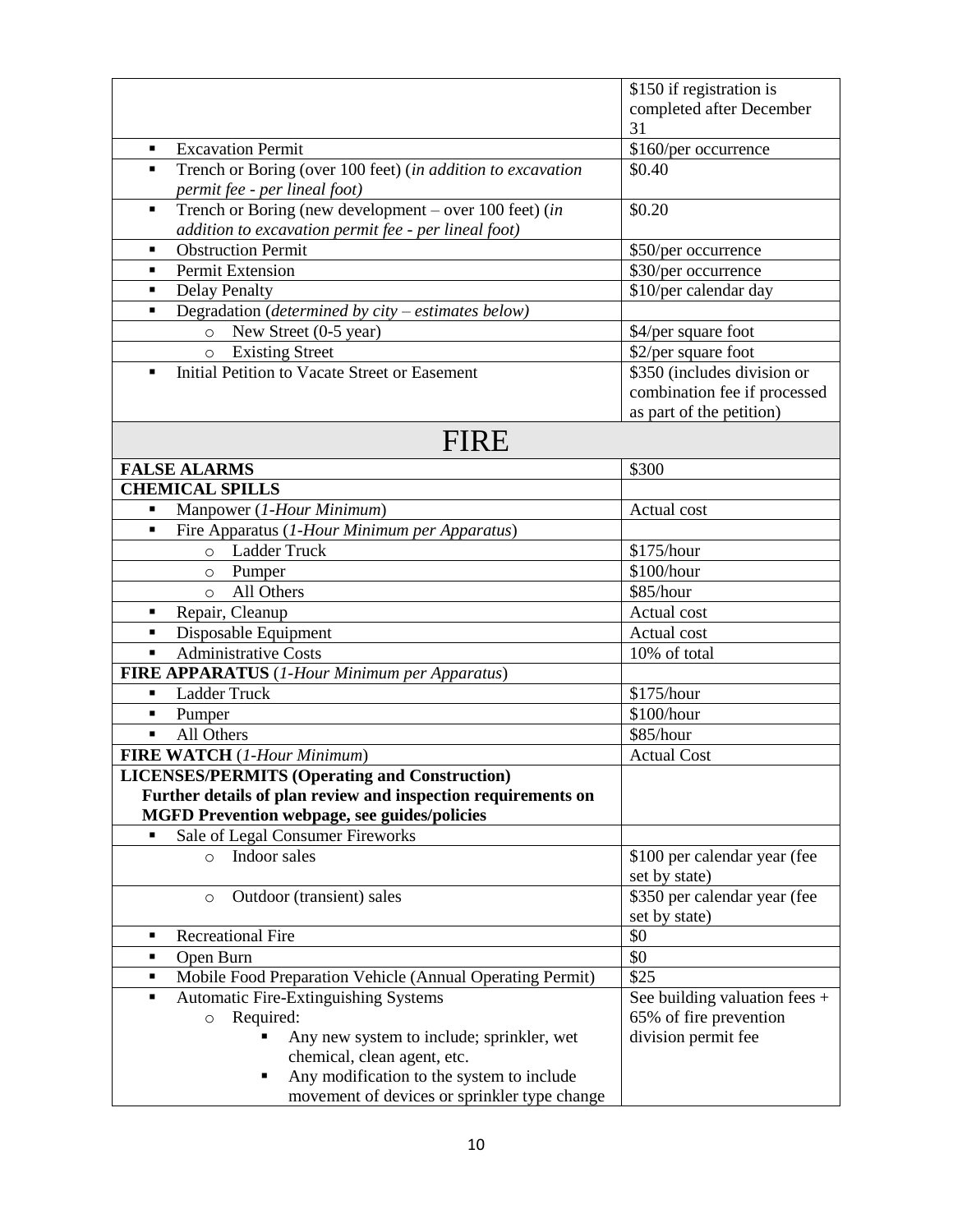| | |
|---|---|
| | $150 if registration is completed after December 31 |
| ▪ Excavation Permit | $160/per occurrence |
| ▪ Trench or Boring (over 100 feet) (*in addition to excavation permit fee - per lineal foot)* | $0.40 |
| ▪ Trench or Boring (new development – over 100 feet) (*in addition to excavation permit fee - per lineal foot)* | $0.20 |
| ▪ Obstruction Permit | $50/per occurrence |
| ▪ Permit Extension | $30/per occurrence |
| ▪ Delay Penalty | $10/per calendar day |
| ▪ Degradation (*determined by city – estimates below)* | |
| ○ New Street (0-5 year) | $4/per square foot |
| ○ Existing Street | $2/per square foot |
| ▪ Initial Petition to Vacate Street or Easement | $350 (includes division or combination fee if processed as part of the petition) |
| **FIRE** | |
| **FALSE ALARMS** | $300 |
| **CHEMICAL SPILLS** | |
| ▪ Manpower (*1-Hour Minimum*) | Actual cost |
| ▪ Fire Apparatus (*1-Hour Minimum per Apparatus*) | |
| ○ Ladder Truck | $175/hour |
| ○ Pumper | $100/hour |
| ○ All Others | $85/hour |
| ▪ Repair, Cleanup | Actual cost |
| ▪ Disposable Equipment | Actual cost |
| ▪ Administrative Costs | 10% of total |
| **FIRE APPARATUS** (*1-Hour Minimum per Apparatus*) | |
| ▪ Ladder Truck | $175/hour |
| ▪ Pumper | $100/hour |
| ▪ All Others | $85/hour |
| **FIRE WATCH** (*1-Hour Minimum*) | Actual Cost |
| **LICENSES/PERMITS (Operating and Construction) Further details of plan review and inspection requirements on MGFD Prevention webpage, see guides/policies** | |
| ▪ Sale of Legal Consumer Fireworks | |
| ○ Indoor sales | $100 per calendar year (fee set by state) |
| ○ Outdoor (transient) sales | $350 per calendar year (fee set by state) |
| ▪ Recreational Fire | $0 |
| ▪ Open Burn | $0 |
| ▪ Mobile Food Preparation Vehicle (Annual Operating Permit) | $25 |
| ▪ Automatic Fire-Extinguishing Systems<br>○ Required:<br>▪ Any new system to include; sprinkler, wet chemical, clean agent, etc.<br>▪ Any modification to the system to include movement of devices or sprinkler type change | See building valuation fees + 65% of fire prevention division permit fee |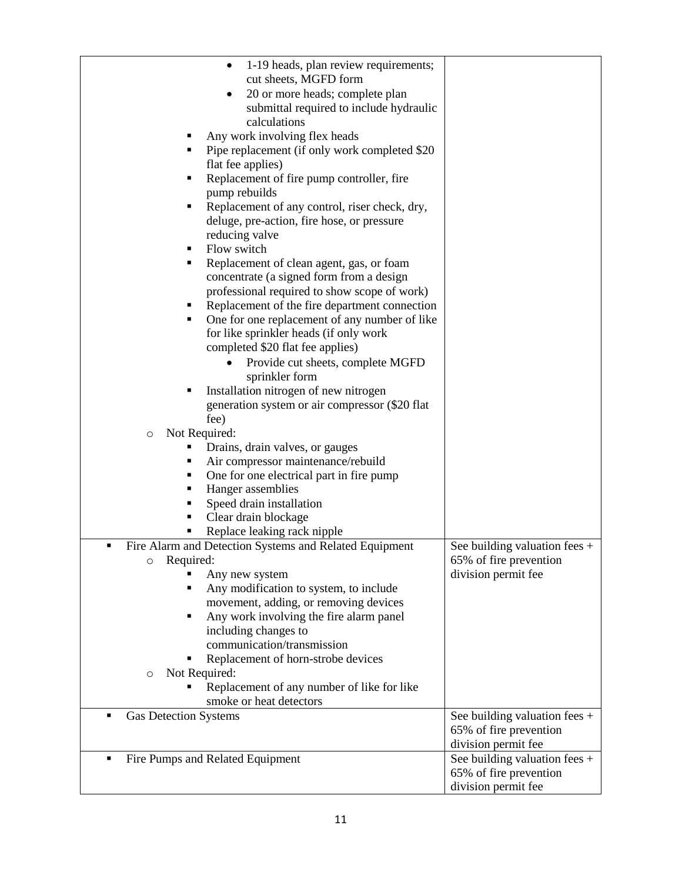| | |
|---|---|
| • 1-19 heads, plan review requirements; cut sheets, MGFD form<br>• 20 or more heads; complete plan submittal required to include hydraulic calculations<br>▪ Any work involving flex heads<br>▪ Pipe replacement (if only work completed $20 flat fee applies)<br>▪ Replacement of fire pump controller, fire pump rebuilds<br>▪ Replacement of any control, riser check, dry, deluge, pre-action, fire hose, or pressure reducing valve<br>▪ Flow switch<br>▪ Replacement of clean agent, gas, or foam concentrate (a signed form from a design professional required to show scope of work)<br>▪ Replacement of the fire department connection<br>▪ One for one replacement of any number of like for like sprinkler heads (if only work completed $20 flat fee applies)<br>• Provide cut sheets, complete MGFD sprinkler form<br>▪ Installation nitrogen of new nitrogen generation system or air compressor ($20 flat fee)<br>o Not Required:<br>▪ Drains, drain valves, or gauges<br>▪ Air compressor maintenance/rebuild<br>▪ One for one electrical part in fire pump<br>▪ Hanger assemblies<br>▪ Speed drain installation<br>▪ Clear drain blockage<br>▪ Replace leaking rack nipple | |
| ▪ Fire Alarm and Detection Systems and Related Equipment<br>o Required:<br>▪ Any new system<br>▪ Any modification to system, to include movement, adding, or removing devices<br>▪ Any work involving the fire alarm panel including changes to communication/transmission<br>▪ Replacement of horn-strobe devices<br>o Not Required:<br>▪ Replacement of any number of like for like smoke or heat detectors | See building valuation fees + 65% of fire prevention division permit fee |
| ▪ Gas Detection Systems | See building valuation fees + 65% of fire prevention division permit fee |
| ▪ Fire Pumps and Related Equipment | See building valuation fees + 65% of fire prevention division permit fee |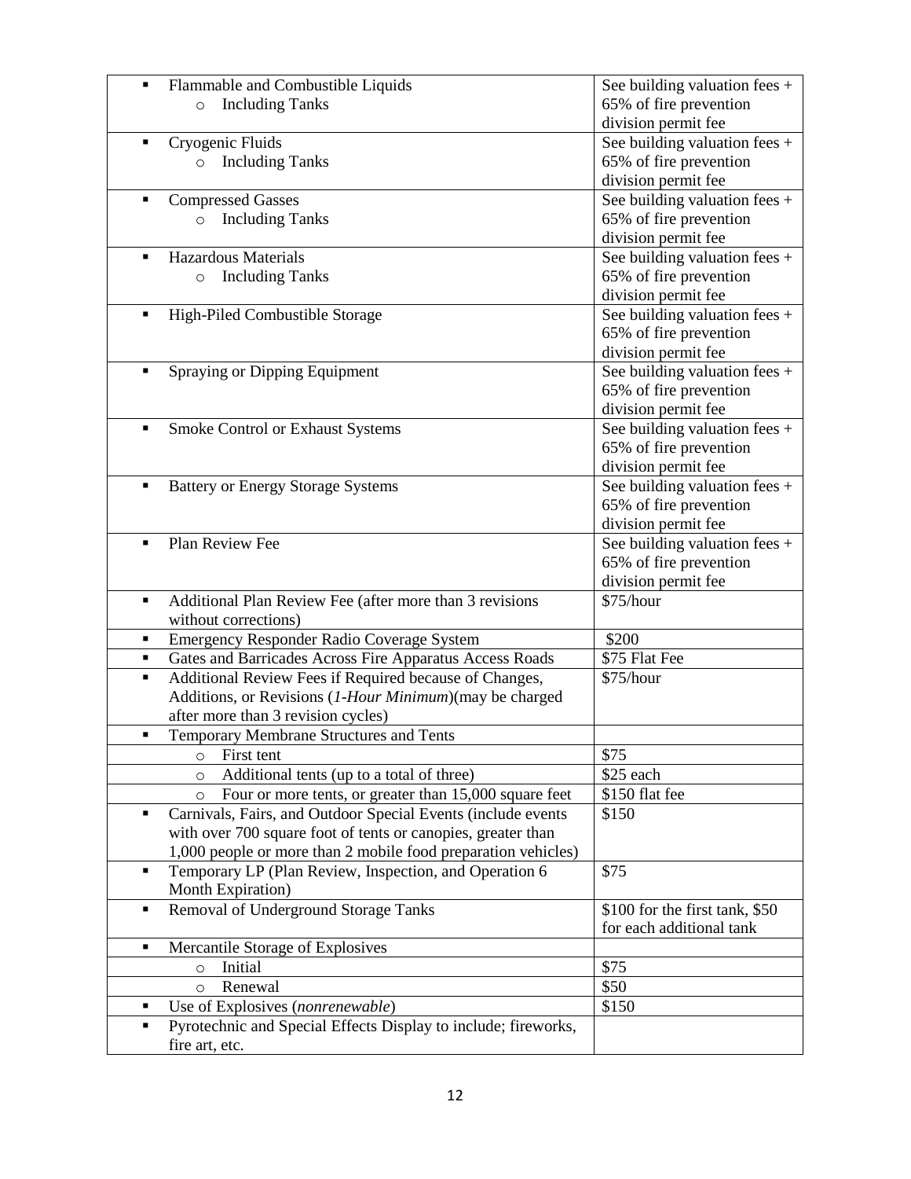| | |
|---|---|
| ▪ Flammable and Combustible Liquids<br>  ○ Including Tanks | See building valuation fees + 65% of fire prevention division permit fee |
| ▪ Cryogenic Fluids<br>  ○ Including Tanks | See building valuation fees + 65% of fire prevention division permit fee |
| ▪ Compressed Gasses<br>  ○ Including Tanks | See building valuation fees + 65% of fire prevention division permit fee |
| ▪ Hazardous Materials<br>  ○ Including Tanks | See building valuation fees + 65% of fire prevention division permit fee |
| ▪ High-Piled Combustible Storage | See building valuation fees + 65% of fire prevention division permit fee |
| ▪ Spraying or Dipping Equipment | See building valuation fees + 65% of fire prevention division permit fee |
| ▪ Smoke Control or Exhaust Systems | See building valuation fees + 65% of fire prevention division permit fee |
| ▪ Battery or Energy Storage Systems | See building valuation fees + 65% of fire prevention division permit fee |
| ▪ Plan Review Fee | See building valuation fees + 65% of fire prevention division permit fee |
| ▪ Additional Plan Review Fee (after more than 3 revisions without corrections) | $75/hour |
| ▪ Emergency Responder Radio Coverage System | $200 |
| ▪ Gates and Barricades Across Fire Apparatus Access Roads | $75 Flat Fee |
| ▪ Additional Review Fees if Required because of Changes, Additions, or Revisions (*1-Hour Minimum*)(may be charged after more than 3 revision cycles) | $75/hour |
| ▪ Temporary Membrane Structures and Tents | |
|   ○ First tent | $75 |
|   ○ Additional tents (up to a total of three) | $25 each |
|   ○ Four or more tents, or greater than 15,000 square feet | $150 flat fee |
| ▪ Carnivals, Fairs, and Outdoor Special Events (include events with over 700 square foot of tents or canopies, greater than 1,000 people or more than 2 mobile food preparation vehicles) | $150 |
| ▪ Temporary LP (Plan Review, Inspection, and Operation 6 Month Expiration) | $75 |
| ▪ Removal of Underground Storage Tanks | $100 for the first tank, $50 for each additional tank |
| ▪ Mercantile Storage of Explosives | |
|   ○ Initial | $75 |
|   ○ Renewal | $50 |
| ▪ Use of Explosives (*nonrenewable*) | $150 |
| ▪ Pyrotechnic and Special Effects Display to include; fireworks, fire art, etc. | |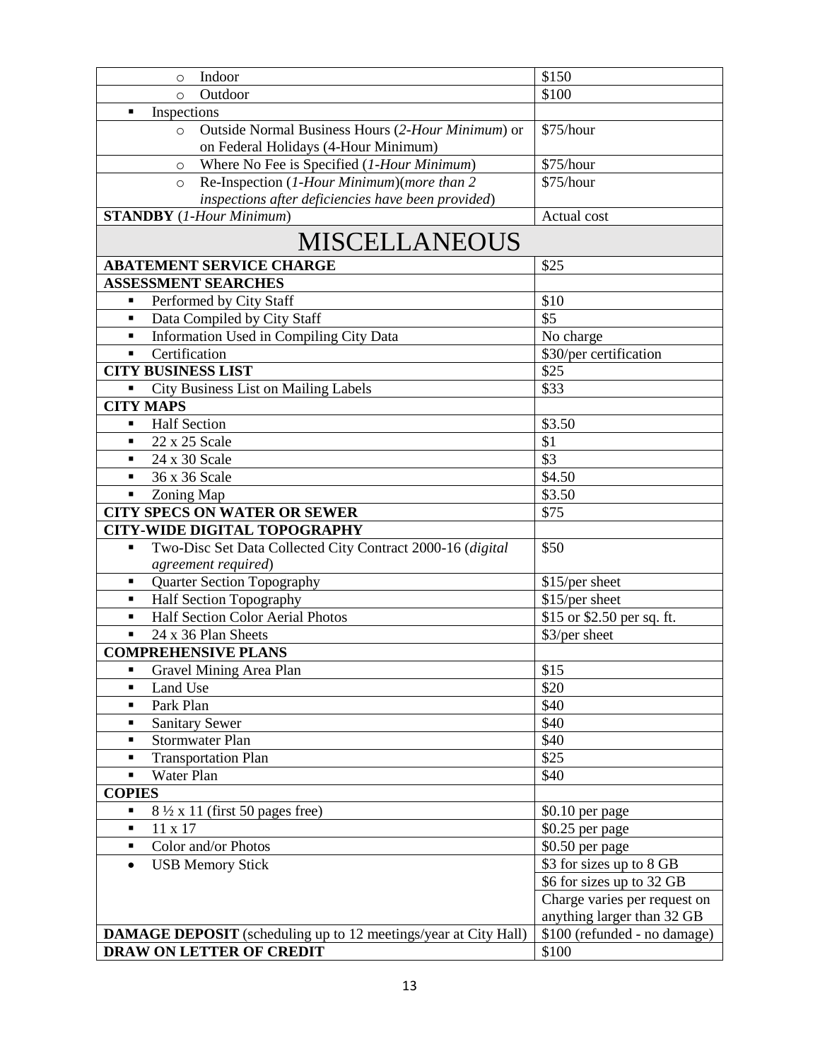| | |
|---|---|
| ○ Indoor | $150 |
| ○ Outdoor | $100 |
| ▪ Inspections | |
| ○ Outside Normal Business Hours (*2-Hour Minimum*) or on Federal Holidays (4-Hour Minimum) | $75/hour |
| ○ Where No Fee is Specified (*1-Hour Minimum*) | $75/hour |
| ○ Re-Inspection (*1-Hour Minimum*)(*more than 2 inspections after deficiencies have been provided*) | $75/hour |
| **STANDBY** (*1-Hour Minimum*) | Actual cost |

# MISCELLANEOUS

| | |
|---|---|
| **ABATEMENT SERVICE CHARGE** | $25 |
| **ASSESSMENT SEARCHES** | |
| ▪ Performed by City Staff | $10 |
| ▪ Data Compiled by City Staff | $5 |
| ▪ Information Used in Compiling City Data | No charge |
| ▪ Certification | $30/per certification |
| **CITY BUSINESS LIST** | $25 |
| ▪ City Business List on Mailing Labels | $33 |
| **CITY MAPS** | |
| ▪ Half Section | $3.50 |
| ▪ 22 x 25 Scale | $1 |
| ▪ 24 x 30 Scale | $3 |
| ▪ 36 x 36 Scale | $4.50 |
| ▪ Zoning Map | $3.50 |
| **CITY SPECS ON WATER OR SEWER** | $75 |
| **CITY-WIDE DIGITAL TOPOGRAPHY** | |
| ▪ Two-Disc Set Data Collected City Contract 2000-16 (*digital agreement required*) | $50 |
| ▪ Quarter Section Topography | $15/per sheet |
| ▪ Half Section Topography | $15/per sheet |
| ▪ Half Section Color Aerial Photos | $15 or $2.50 per sq. ft. |
| ▪ 24 x 36 Plan Sheets | $3/per sheet |
| **COMPREHENSIVE PLANS** | |
| ▪ Gravel Mining Area Plan | $15 |
| ▪ Land Use | $20 |
| ▪ Park Plan | $40 |
| ▪ Sanitary Sewer | $40 |
| ▪ Stormwater Plan | $40 |
| ▪ Transportation Plan | $25 |
| ▪ Water Plan | $40 |
| **COPIES** | |
| ▪ 8 ½ x 11 (first 50 pages free) | $0.10 per page |
| ▪ 11 x 17 | $0.25 per page |
| ▪ Color and/or Photos | $0.50 per page |
| • USB Memory Stick | $3 for sizes up to 8 GB |
| | $6 for sizes up to 32 GB |
| | Charge varies per request on anything larger than 32 GB |
| **DAMAGE DEPOSIT** (scheduling up to 12 meetings/year at City Hall) | $100 (refunded - no damage) |
| **DRAW ON LETTER OF CREDIT** | $100 |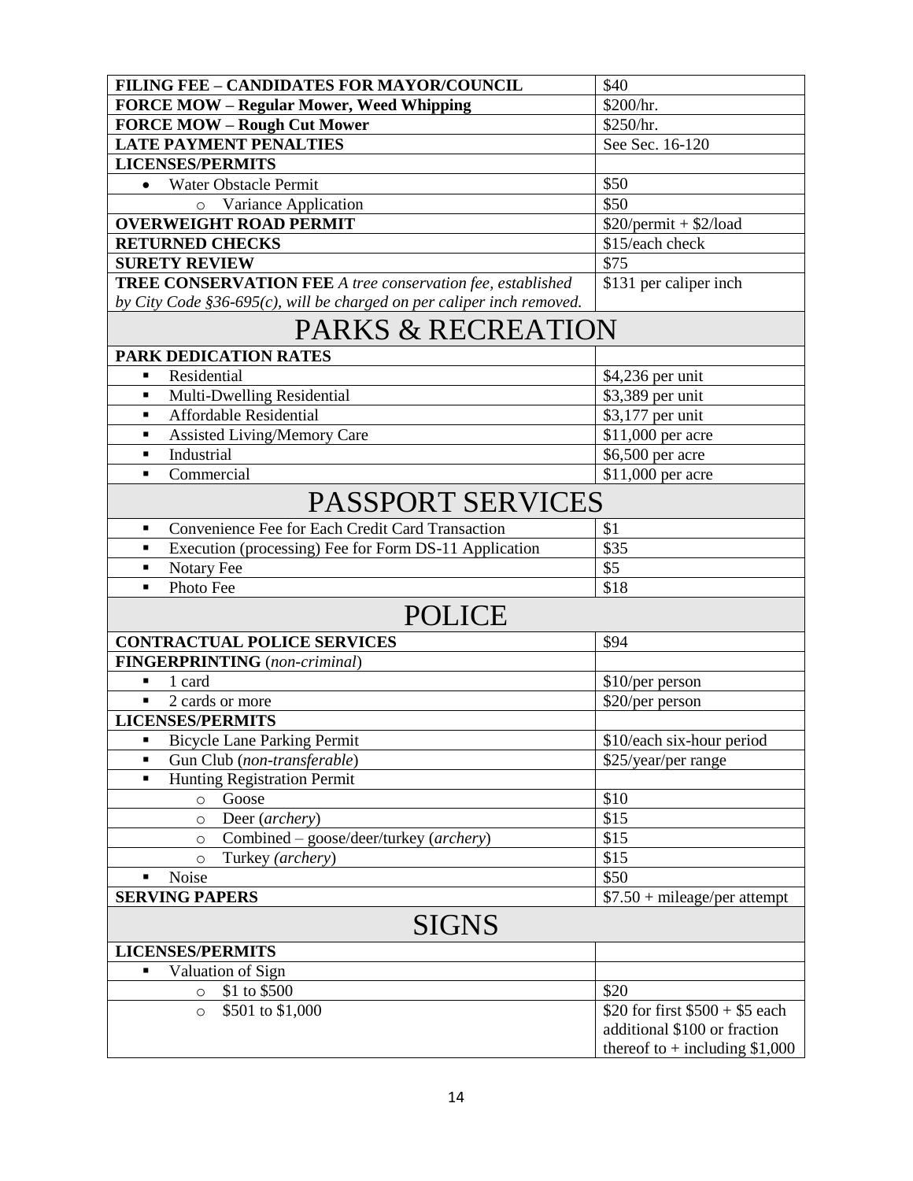| FILING FEE – CANDIDATES FOR MAYOR/COUNCIL | $40 |
|---|---|
| **FORCE MOW – Regular Mower, Weed Whipping** | $200/hr. |
| **FORCE MOW – Rough Cut Mower** | $250/hr. |
| **LATE PAYMENT PENALTIES** | See Sec. 16-120 |
| **LICENSES/PERMITS** | |
| • Water Obstacle Permit | $50 |
| ○ Variance Application | $50 |
| **OVERWEIGHT ROAD PERMIT** | $20/permit + $2/load |
| **RETURNED CHECKS** | $15/each check |
| **SURETY REVIEW** | $75 |
| **TREE CONSERVATION FEE** *A tree conservation fee, established by City Code §36-695(c), will be charged on per caliper inch removed.* | $131 per caliper inch |

# PARKS & RECREATION

| PARK DEDICATION RATES | |
|---|---|
| ▪ Residential | $4,236 per unit |
| ▪ Multi-Dwelling Residential | $3,389 per unit |
| ▪ Affordable Residential | $3,177 per unit |
| ▪ Assisted Living/Memory Care | $11,000 per acre |
| ▪ Industrial | $6,500 per acre |
| ▪ Commercial | $11,000 per acre |

# PASSPORT SERVICES

| Service | Fee |
|---|---|
| ▪ Convenience Fee for Each Credit Card Transaction | $1 |
| ▪ Execution (processing) Fee for Form DS-11 Application | $35 |
| ▪ Notary Fee | $5 |
| ▪ Photo Fee | $18 |

# POLICE

| CONTRACTUAL POLICE SERVICES | $94 |
|---|---|
| **FINGERPRINTING** (*non-criminal*) | |
| ▪ 1 card | $10/per person |
| ▪ 2 cards or more | $20/per person |
| **LICENSES/PERMITS** | |
| ▪ Bicycle Lane Parking Permit | $10/each six-hour period |
| ▪ Gun Club (*non-transferable*) | $25/year/per range |
| ▪ Hunting Registration Permit | |
| ○ Goose | $10 |
| ○ Deer (*archery*) | $15 |
| ○ Combined – goose/deer/turkey (*archery*) | $15 |
| ○ Turkey (*archery*) | $15 |
| ▪ Noise | $50 |
| **SERVING PAPERS** | $7.50 + mileage/per attempt |

# SIGNS

| LICENSES/PERMITS | |
|---|---|
| ▪ Valuation of Sign | |
| ○ $1 to $500 | $20 |
| ○ $501 to $1,000 | $20 for first $500 + $5 each additional $100 or fraction thereof to + including $1,000 |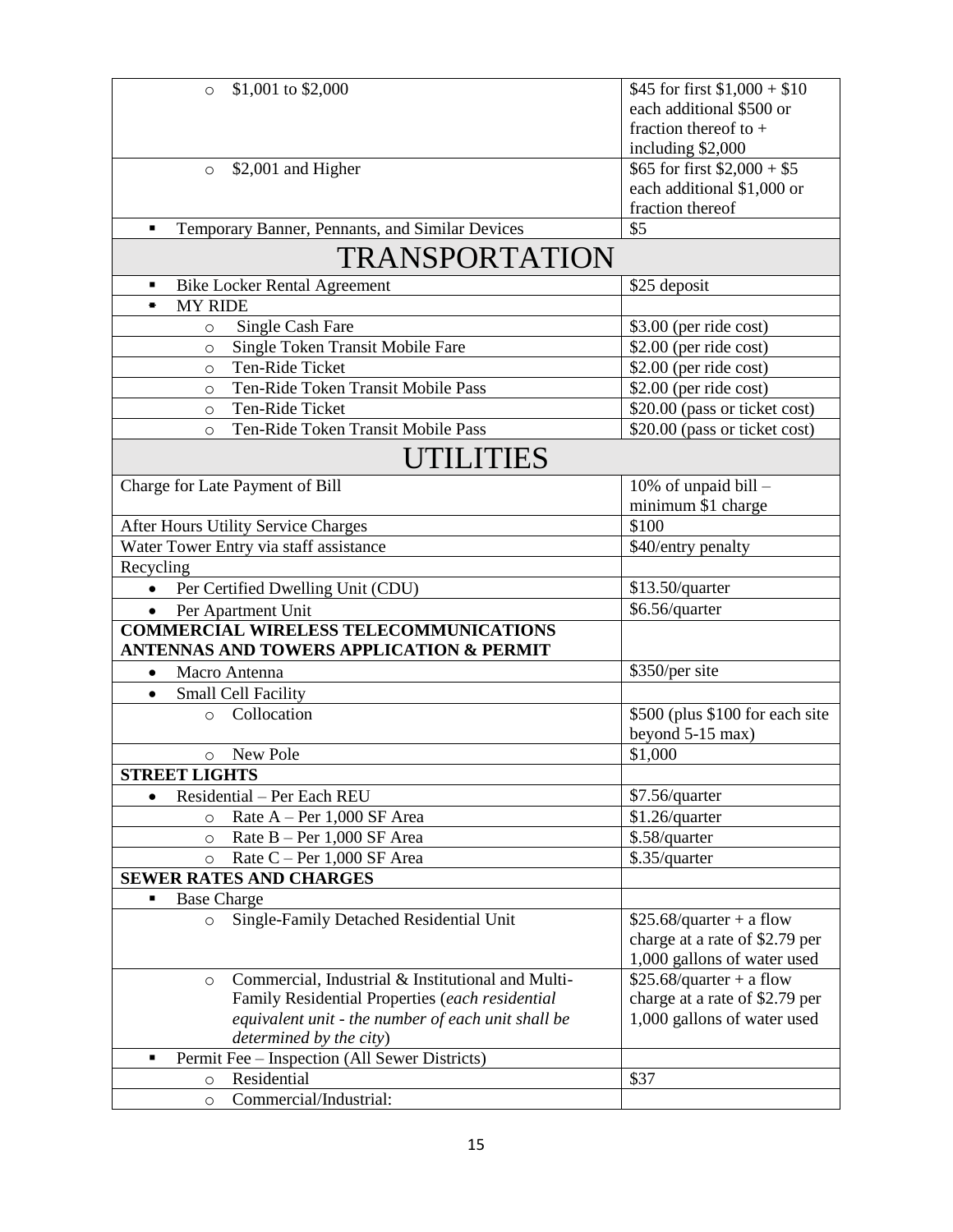| | |
|---|---|
| ○ $1,001 to $2,000 | $45 for first $1,000 + $10 each additional $500 or fraction thereof to + including $2,000 |
| ○ $2,001 and Higher | $65 for first $2,000 + $5 each additional $1,000 or fraction thereof |
| ▪ Temporary Banner, Pennants, and Similar Devices | $5 |
| **TRANSPORTATION** | |
| ▪ Bike Locker Rental Agreement | $25 deposit |
| ▪ MY RIDE | |
| ○ Single Cash Fare | $3.00 (per ride cost) |
| ○ Single Token Transit Mobile Fare | $2.00 (per ride cost) |
| ○ Ten-Ride Ticket | $2.00 (per ride cost) |
| ○ Ten-Ride Token Transit Mobile Pass | $2.00 (per ride cost) |
| ○ Ten-Ride Ticket | $20.00 (pass or ticket cost) |
| ○ Ten-Ride Token Transit Mobile Pass | $20.00 (pass or ticket cost) |
| **UTILITIES** | |
| Charge for Late Payment of Bill | 10% of unpaid bill – minimum $1 charge |
| After Hours Utility Service Charges | $100 |
| Water Tower Entry via staff assistance | $40/entry penalty |
| Recycling | |
| • Per Certified Dwelling Unit (CDU) | $13.50/quarter |
| • Per Apartment Unit | $6.56/quarter |
| **COMMERCIAL WIRELESS TELECOMMUNICATIONS ANTENNAS AND TOWERS APPLICATION & PERMIT** | |
| • Macro Antenna | $350/per site |
| • Small Cell Facility | |
| ○ Collocation | $500 (plus $100 for each site beyond 5-15 max) |
| ○ New Pole | $1,000 |
| **STREET LIGHTS** | |
| • Residential – Per Each REU | $7.56/quarter |
| ○ Rate A – Per 1,000 SF Area | $1.26/quarter |
| ○ Rate B – Per 1,000 SF Area | $.58/quarter |
| ○ Rate C – Per 1,000 SF Area | $.35/quarter |
| **SEWER RATES AND CHARGES** | |
| ▪ Base Charge | |
| ○ Single-Family Detached Residential Unit | $25.68/quarter + a flow charge at a rate of $2.79 per 1,000 gallons of water used |
| ○ Commercial, Industrial & Institutional and Multi-Family Residential Properties (*each residential equivalent unit - the number of each unit shall be determined by the city*) | $25.68/quarter + a flow charge at a rate of $2.79 per 1,000 gallons of water used |
| ▪ Permit Fee – Inspection (All Sewer Districts) | |
| ○ Residential | $37 |
| ○ Commercial/Industrial: | |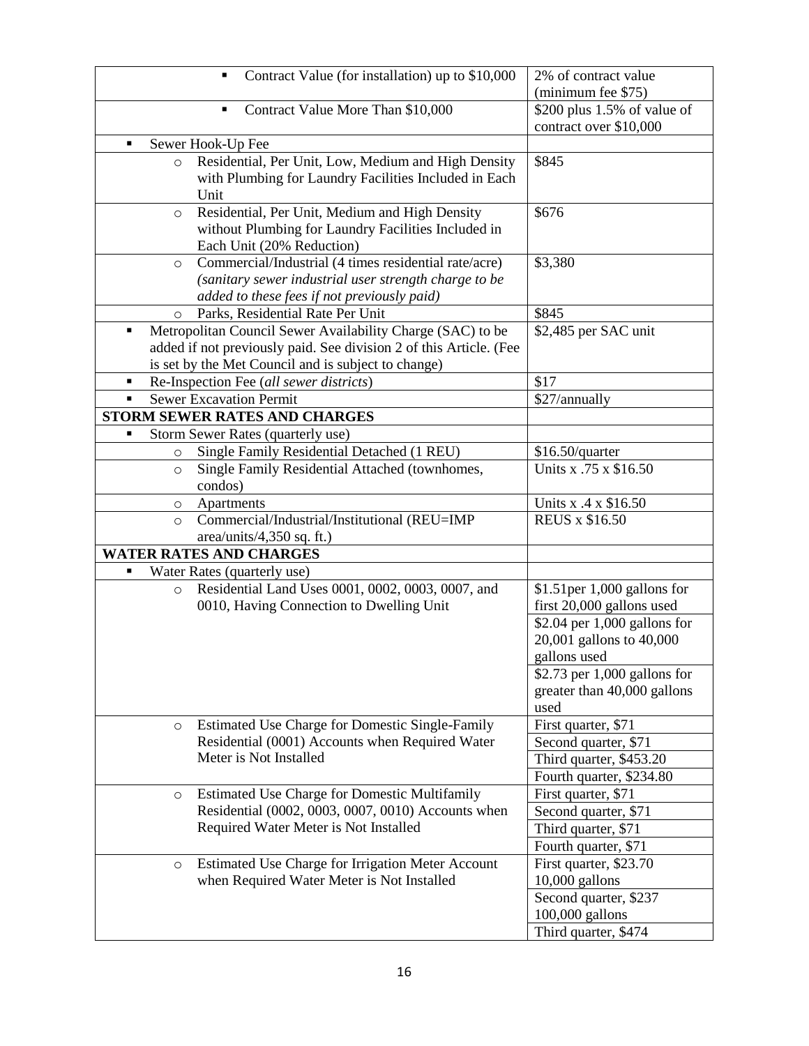| | |
|---|---|
| ▪ Contract Value (for installation) up to $10,000 | 2% of contract value (minimum fee $75) |
| ▪ Contract Value More Than $10,000 | $200 plus 1.5% of value of contract over $10,000 |
| ▪ Sewer Hook-Up Fee | |
| ○ Residential, Per Unit, Low, Medium and High Density with Plumbing for Laundry Facilities Included in Each Unit | $845 |
| ○ Residential, Per Unit, Medium and High Density without Plumbing for Laundry Facilities Included in Each Unit (20% Reduction) | $676 |
| ○ Commercial/Industrial (4 times residential rate/acre) *(sanitary sewer industrial user strength charge to be added to these fees if not previously paid)* | $3,380 |
| ○ Parks, Residential Rate Per Unit | $845 |
| ▪ Metropolitan Council Sewer Availability Charge (SAC) to be added if not previously paid. See division 2 of this Article. (Fee is set by the Met Council and is subject to change) | $2,485 per SAC unit |
| ▪ Re-Inspection Fee (*all sewer districts*) | $17 |
| ▪ Sewer Excavation Permit | $27/annually |
| **STORM SEWER RATES AND CHARGES** | |
| ▪ Storm Sewer Rates (quarterly use) | |
| ○ Single Family Residential Detached (1 REU) | $16.50/quarter |
| ○ Single Family Residential Attached (townhomes, condos) | Units x .75 x $16.50 |
| ○ Apartments | Units x .4 x $16.50 |
| ○ Commercial/Industrial/Institutional (REU=IMP area/units/4,350 sq. ft.) | REUS x $16.50 |
| **WATER RATES AND CHARGES** | |
| ▪ Water Rates (quarterly use) | |
| ○ Residential Land Uses 0001, 0002, 0003, 0007, and 0010, Having Connection to Dwelling Unit | $1.51per 1,000 gallons for first 20,000 gallons used |
| | $2.04 per 1,000 gallons for 20,001 gallons to 40,000 gallons used |
| | $2.73 per 1,000 gallons for greater than 40,000 gallons used |
| ○ Estimated Use Charge for Domestic Single-Family Residential (0001) Accounts when Required Water Meter is Not Installed | First quarter, $71 |
| | Second quarter, $71 |
| | Third quarter, $453.20 |
| | Fourth quarter, $234.80 |
| ○ Estimated Use Charge for Domestic Multifamily Residential (0002, 0003, 0007, 0010) Accounts when Required Water Meter is Not Installed | First quarter, $71 |
| | Second quarter, $71 |
| | Third quarter, $71 |
| | Fourth quarter, $71 |
| ○ Estimated Use Charge for Irrigation Meter Account when Required Water Meter is Not Installed | First quarter, $23.70 10,000 gallons |
| | Second quarter, $237 100,000 gallons |
| | Third quarter, $474 |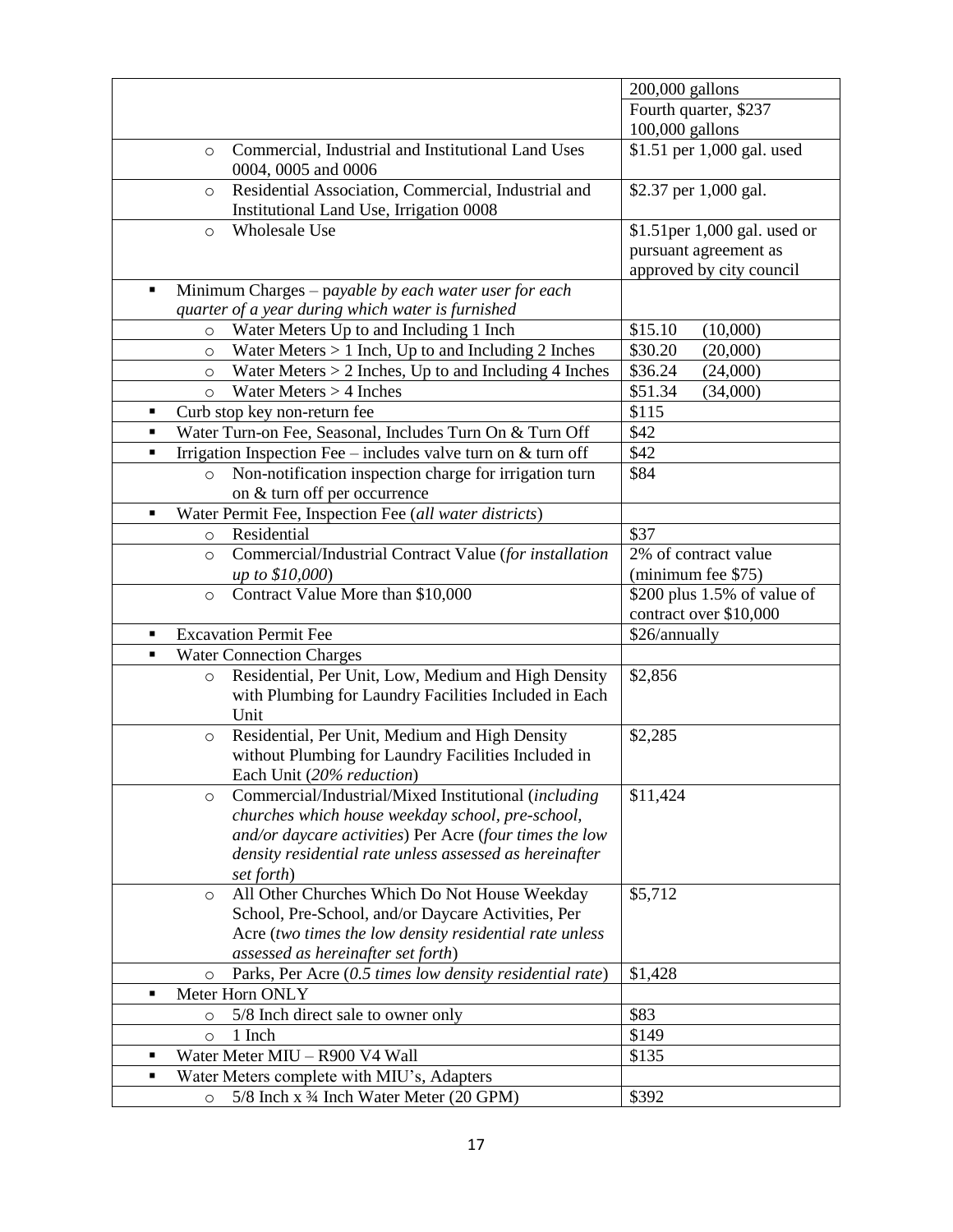| | |
|---|---|
| | 200,000 gallons |
| | Fourth quarter, $237<br>100,000 gallons |
| ○ Commercial, Industrial and Institutional Land Uses 0004, 0005 and 0006 | $1.51 per 1,000 gal. used |
| ○ Residential Association, Commercial, Industrial and Institutional Land Use, Irrigation 0008 | $2.37 per 1,000 gal. |
| ○ Wholesale Use | $1.51per 1,000 gal. used or pursuant agreement as approved by city council |
| ▪ Minimum Charges – p*ayable by each water user for each quarter of a year during which water is furnished* | |
| ○ Water Meters Up to and Including 1 Inch | $15.10 (10,000) |
| ○ Water Meters > 1 Inch, Up to and Including 2 Inches | $30.20 (20,000) |
| ○ Water Meters > 2 Inches, Up to and Including 4 Inches | $36.24 (24,000) |
| ○ Water Meters > 4 Inches | $51.34 (34,000) |
| ▪ Curb stop key non-return fee | $115 |
| ▪ Water Turn-on Fee, Seasonal, Includes Turn On & Turn Off | $42 |
| ▪ Irrigation Inspection Fee – includes valve turn on & turn off | $42 |
| ○ Non-notification inspection charge for irrigation turn on & turn off per occurrence | $84 |
| ▪ Water Permit Fee, Inspection Fee (*all water districts*) | |
| ○ Residential | $37 |
| ○ Commercial/Industrial Contract Value (*for installation up to $10,000*) | 2% of contract value (minimum fee $75) |
| ○ Contract Value More than $10,000 | $200 plus 1.5% of value of contract over $10,000 |
| ▪ Excavation Permit Fee | $26/annually |
| ▪ Water Connection Charges | |
| ○ Residential, Per Unit, Low, Medium and High Density with Plumbing for Laundry Facilities Included in Each Unit | $2,856 |
| ○ Residential, Per Unit, Medium and High Density without Plumbing for Laundry Facilities Included in Each Unit (*20% reduction*) | $2,285 |
| ○ Commercial/Industrial/Mixed Institutional (*including churches which house weekday school, pre-school, and/or daycare activities*) Per Acre (*four times the low density residential rate unless assessed as hereinafter set forth*) | $11,424 |
| ○ All Other Churches Which Do Not House Weekday School, Pre-School, and/or Daycare Activities, Per Acre (*two times the low density residential rate unless assessed as hereinafter set forth*) | $5,712 |
| ○ Parks, Per Acre (*0.5 times low density residential rate*) | $1,428 |
| ▪ Meter Horn ONLY | |
| ○ 5/8 Inch direct sale to owner only | $83 |
| ○ 1 Inch | $149 |
| ▪ Water Meter MIU – R900 V4 Wall | $135 |
| ▪ Water Meters complete with MIU's, Adapters | |
| ○ 5/8 Inch x ¾ Inch Water Meter (20 GPM) | $392 |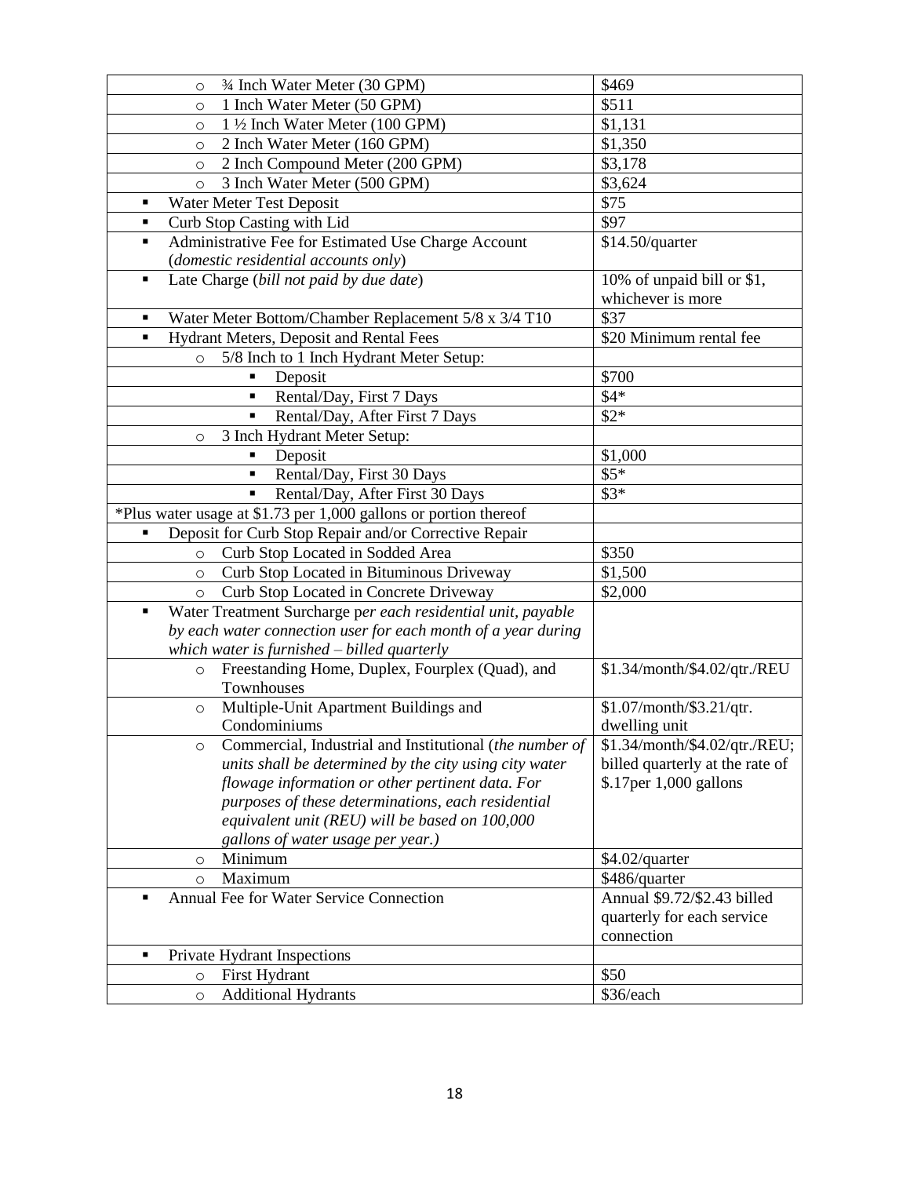| | |
|---|---|
| ○ ¾ Inch Water Meter (30 GPM) | $469 |
| ○ 1 Inch Water Meter (50 GPM) | $511 |
| ○ 1 ½ Inch Water Meter (100 GPM) | $1,131 |
| ○ 2 Inch Water Meter (160 GPM) | $1,350 |
| ○ 2 Inch Compound Meter (200 GPM) | $3,178 |
| ○ 3 Inch Water Meter (500 GPM) | $3,624 |
| ▪ Water Meter Test Deposit | $75 |
| ▪ Curb Stop Casting with Lid | $97 |
| ▪ Administrative Fee for Estimated Use Charge Account (*domestic residential accounts only*) | $14.50/quarter |
| ▪ Late Charge (*bill not paid by due date*) | 10% of unpaid bill or $1, whichever is more |
| ▪ Water Meter Bottom/Chamber Replacement 5/8 x 3/4 T10 | $37 |
| ▪ Hydrant Meters, Deposit and Rental Fees | $20 Minimum rental fee |
| ○ 5/8 Inch to 1 Inch Hydrant Meter Setup: | |
| ▪ Deposit | $700 |
| ▪ Rental/Day, First 7 Days | $4* |
| ▪ Rental/Day, After First 7 Days | $2* |
| ○ 3 Inch Hydrant Meter Setup: | |
| ▪ Deposit | $1,000 |
| ▪ Rental/Day, First 30 Days | $5* |
| ▪ Rental/Day, After First 30 Days | $3* |
| *Plus water usage at $1.73 per 1,000 gallons or portion thereof | |
| ▪ Deposit for Curb Stop Repair and/or Corrective Repair | |
| ○ Curb Stop Located in Sodded Area | $350 |
| ○ Curb Stop Located in Bituminous Driveway | $1,500 |
| ○ Curb Stop Located in Concrete Driveway | $2,000 |
| ▪ Water Treatment Surcharge p*er each residential unit, payable by each water connection user for each month of a year during which water is furnished – billed quarterly* | |
| ○ Freestanding Home, Duplex, Fourplex (Quad), and Townhouses | $1.34/month/$4.02/qtr./REU |
| ○ Multiple-Unit Apartment Buildings and Condominiums | $1.07/month/$3.21/qtr. dwelling unit |
| ○ Commercial, Industrial and Institutional (*the number of units shall be determined by the city using city water flowage information or other pertinent data. For purposes of these determinations, each residential equivalent unit (REU) will be based on 100,000 gallons of water usage per year.)* | $1.34/month/$4.02/qtr./REU; billed quarterly at the rate of $.17per 1,000 gallons |
| ○ Minimum | $4.02/quarter |
| ○ Maximum | $486/quarter |
| ▪ Annual Fee for Water Service Connection | Annual $9.72/$2.43 billed quarterly for each service connection |
| ▪ Private Hydrant Inspections | |
| ○ First Hydrant | $50 |
| ○ Additional Hydrants | $36/each |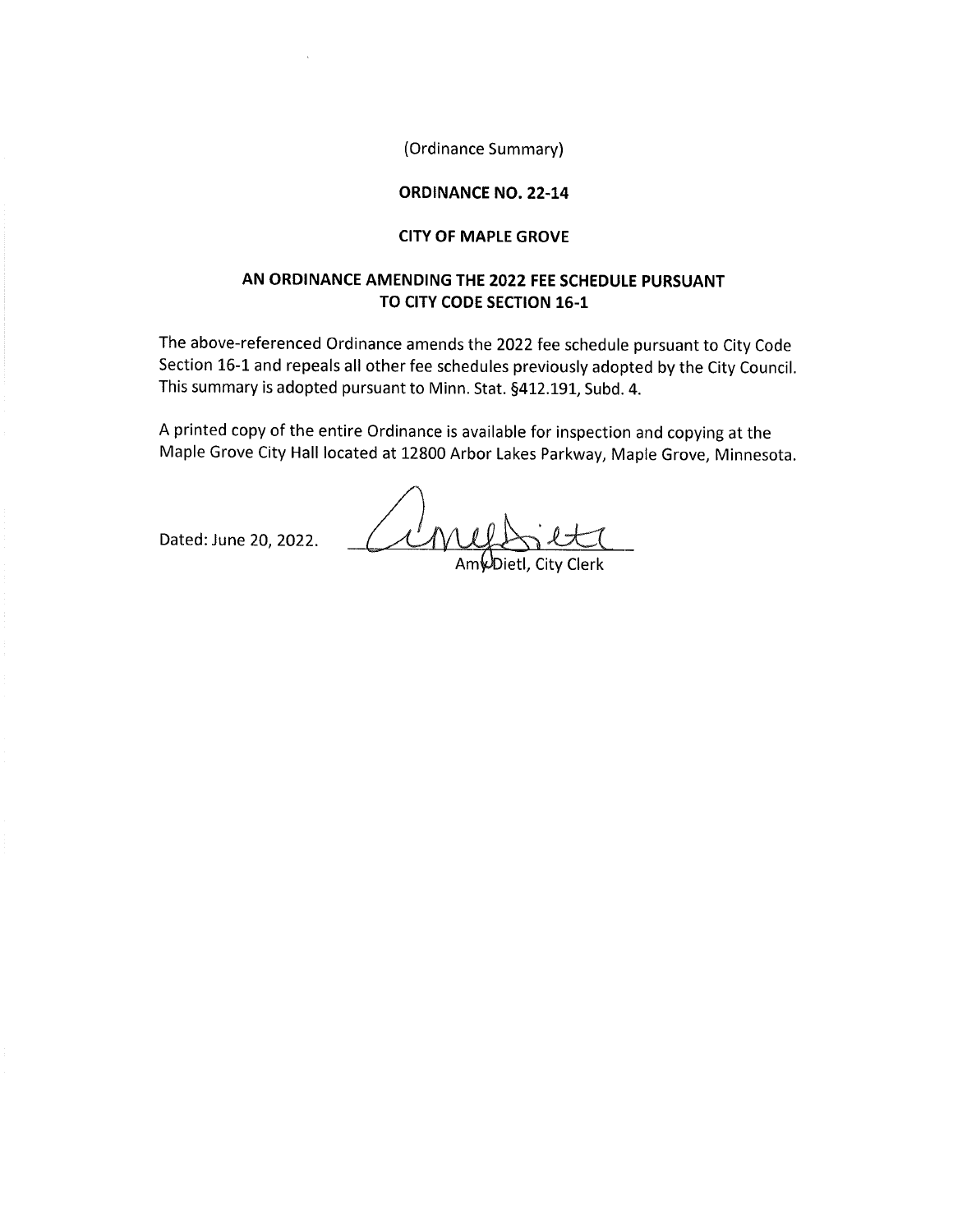(Ordinance Summary)

**ORDINANCE NO. 22-14**

**CITY OF MAPLE GROVE**

**AN ORDINANCE AMENDING THE 2022 FEE SCHEDULE PURSUANT TO CITY CODE SECTION 16-1**

The above-referenced Ordinance amends the 2022 fee schedule pursuant to City Code Section 16-1 and repeals all other fee schedules previously adopted by the City Council. This summary is adopted pursuant to Minn. Stat. §412.191, Subd. 4.

A printed copy of the entire Ordinance is available for inspection and copying at the Maple Grove City Hall located at 12800 Arbor Lakes Parkway, Maple Grove, Minnesota.

Dated: June 20, 2022.

Amy Dietl, City Clerk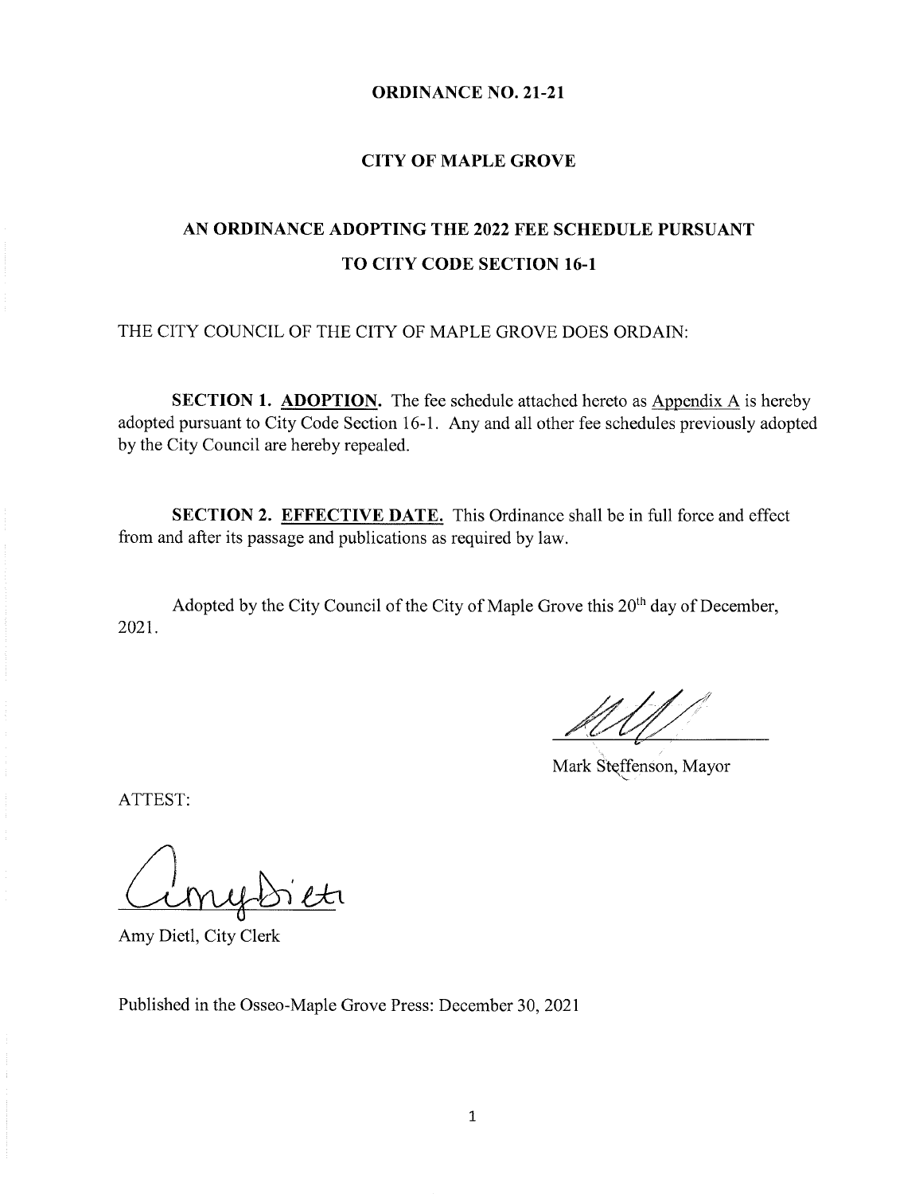**ORDINANCE NO. 21-21**

**CITY OF MAPLE GROVE**

**AN ORDINANCE ADOPTING THE 2022 FEE SCHEDULE PURSUANT TO CITY CODE SECTION 16-1**

THE CITY COUNCIL OF THE CITY OF MAPLE GROVE DOES ORDAIN:

**SECTION 1. ADOPTION.** The fee schedule attached hereto as Appendix A is hereby adopted pursuant to City Code Section 16-1. Any and all other fee schedules previously adopted by the City Council are hereby repealed.

**SECTION 2. EFFECTIVE DATE.** This Ordinance shall be in full force and effect from and after its passage and publications as required by law.

Adopted by the City Council of the City of Maple Grove this 20th day of December, 2021.

Mark Steffenson, Mayor

ATTEST:

Amy Dietl, City Clerk

Published in the Osseo-Maple Grove Press: December 30, 2021